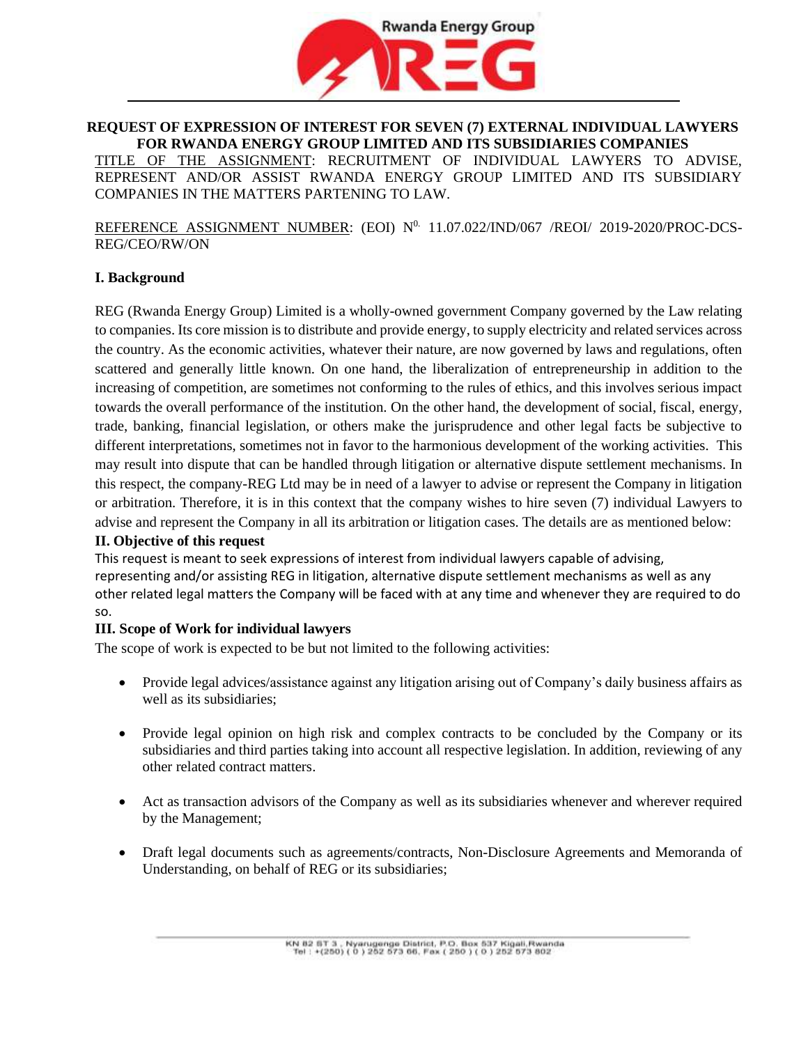**REQUEST OF EXPRESSION OF INTEREST FOR SEVEN (7) EXTERNAL INDIVIDUAL LAWYERS FOR RWANDA ENERGY GROUP LIMITED AND ITS SUBSIDIARIES COMPANIES**

TITLE OF THE ASSIGNMENT: RECRUITMENT OF INDIVIDUAL LAWYERS TO ADVISE, REPRESENT AND/OR ASSIST RWANDA ENERGY GROUP LIMITED AND ITS SUBSIDIARY COMPANIES IN THE MATTERS PARTENING TO LAW.

REFERENCE ASSIGNMENT NUMBER: (EOI) N$^{0.}$ 11.07.022/IND/067 /REOI/ 2019-2020/PROC-DCS-REG/CEO/RW/ON

## I. Background

REG (Rwanda Energy Group) Limited is a wholly-owned government Company governed by the Law relating to companies. Its core mission is to distribute and provide energy, to supply electricity and related services across the country. As the economic activities, whatever their nature, are now governed by laws and regulations, often scattered and generally little known. On one hand, the liberalization of entrepreneurship in addition to the increasing of competition, are sometimes not conforming to the rules of ethics, and this involves serious impact towards the overall performance of the institution. On the other hand, the development of social, fiscal, energy, trade, banking, financial legislation, or others make the jurisprudence and other legal facts be subjective to different interpretations, sometimes not in favor to the harmonious development of the working activities. This may result into dispute that can be handled through litigation or alternative dispute settlement mechanisms. In this respect, the company-REG Ltd may be in need of a lawyer to advise or represent the Company in litigation or arbitration. Therefore, it is in this context that the company wishes to hire seven (7) individual Lawyers to advise and represent the Company in all its arbitration or litigation cases. The details are as mentioned below:

## II. Objective of this request

This request is meant to seek expressions of interest from individual lawyers capable of advising, representing and/or assisting REG in litigation, alternative dispute settlement mechanisms as well as any other related legal matters the Company will be faced with at any time and whenever they are required to do so.

## III. Scope of Work for individual lawyers

The scope of work is expected to be but not limited to the following activities:

- Provide legal advices/assistance against any litigation arising out of Company's daily business affairs as well as its subsidiaries;
- Provide legal opinion on high risk and complex contracts to be concluded by the Company or its subsidiaries and third parties taking into account all respective legislation. In addition, reviewing of any other related contract matters.
- Act as transaction advisors of the Company as well as its subsidiaries whenever and wherever required by the Management;
- Draft legal documents such as agreements/contracts, Non-Disclosure Agreements and Memoranda of Understanding, on behalf of REG or its subsidiaries;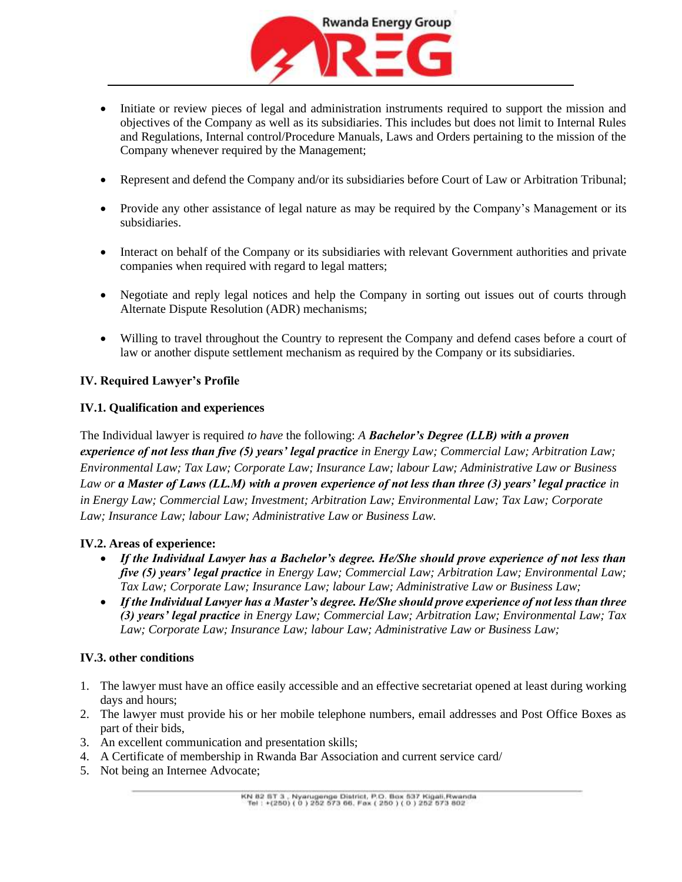- Initiate or review pieces of legal and administration instruments required to support the mission and objectives of the Company as well as its subsidiaries. This includes but does not limit to Internal Rules and Regulations, Internal control/Procedure Manuals, Laws and Orders pertaining to the mission of the Company whenever required by the Management;
- Represent and defend the Company and/or its subsidiaries before Court of Law or Arbitration Tribunal;
- Provide any other assistance of legal nature as may be required by the Company's Management or its subsidiaries.
- Interact on behalf of the Company or its subsidiaries with relevant Government authorities and private companies when required with regard to legal matters;
- Negotiate and reply legal notices and help the Company in sorting out issues out of courts through Alternate Dispute Resolution (ADR) mechanisms;
- Willing to travel throughout the Country to represent the Company and defend cases before a court of law or another dispute settlement mechanism as required by the Company or its subsidiaries.

**IV. Required Lawyer's Profile**

**IV.1. Qualification and experiences**

The Individual lawyer is required *to have* the following: *A **Bachelor's Degree (LLB) with a proven experience of not less than five (5) years' legal practice** in Energy Law; Commercial Law; Arbitration Law; Environmental Law; Tax Law; Corporate Law; Insurance Law; labour Law; Administrative Law or Business Law or **a Master of Laws (LL.M) with a proven experience of not less than three (3) years' legal practice** in in Energy Law; Commercial Law; Investment; Arbitration Law; Environmental Law; Tax Law; Corporate Law; Insurance Law; labour Law; Administrative Law or Business Law.*

**IV.2. Areas of experience:**

- ***If the Individual Lawyer has a Bachelor's degree. He/She should prove experience of not less than five (5) years' legal practice*** *in Energy Law; Commercial Law; Arbitration Law; Environmental Law; Tax Law; Corporate Law; Insurance Law; labour Law; Administrative Law or Business Law;*
- ***If the Individual Lawyer has a Master's degree. He/She should prove experience of not less than three (3) years' legal practice*** *in Energy Law; Commercial Law; Arbitration Law; Environmental Law; Tax Law; Corporate Law; Insurance Law; labour Law; Administrative Law or Business Law;*

**IV.3. other conditions**

1. The lawyer must have an office easily accessible and an effective secretariat opened at least during working days and hours;
2. The lawyer must provide his or her mobile telephone numbers, email addresses and Post Office Boxes as part of their bids,
3. An excellent communication and presentation skills;
4. A Certificate of membership in Rwanda Bar Association and current service card/
5. Not being an Internee Advocate;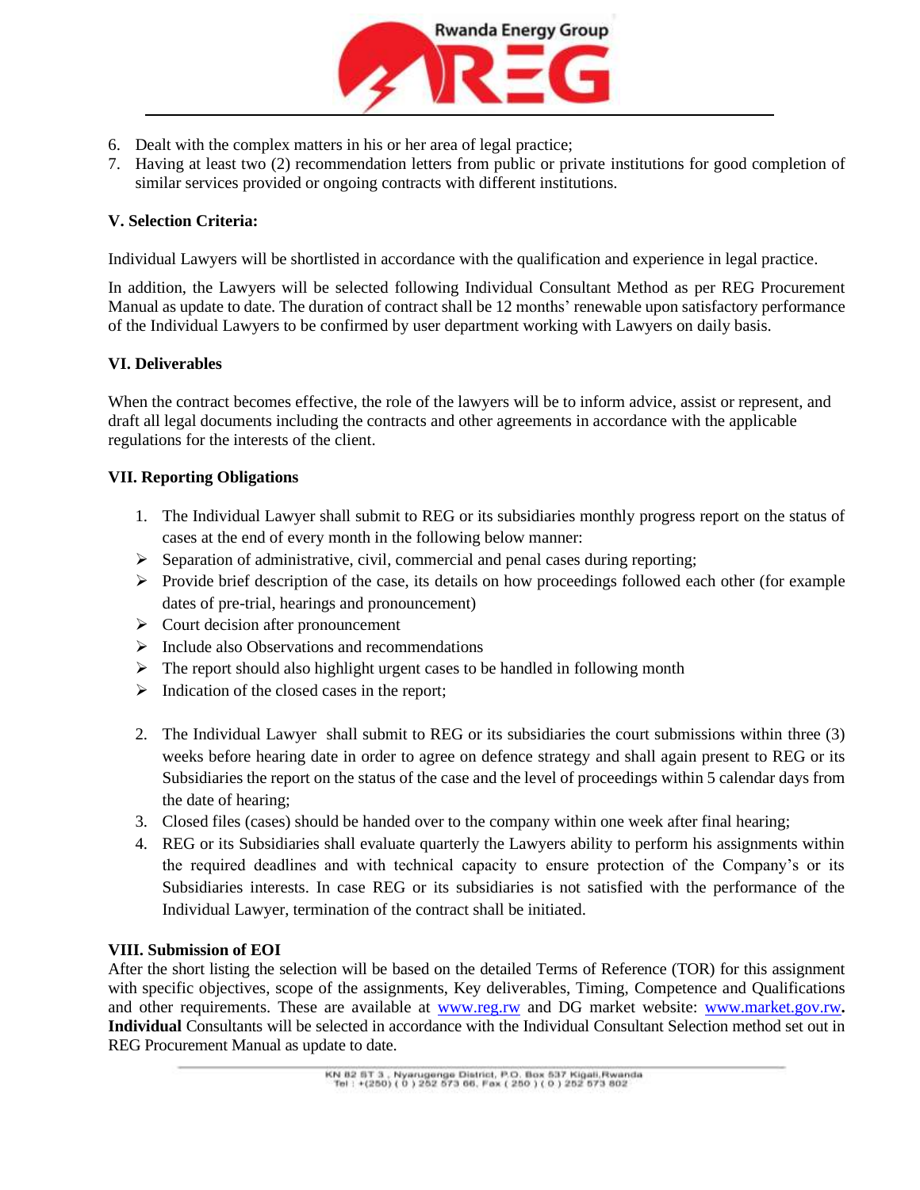6. Dealt with the complex matters in his or her area of legal practice;
7. Having at least two (2) recommendation letters from public or private institutions for good completion of similar services provided or ongoing contracts with different institutions.

**V. Selection Criteria:**

Individual Lawyers will be shortlisted in accordance with the qualification and experience in legal practice.

In addition, the Lawyers will be selected following Individual Consultant Method as per REG Procurement Manual as update to date. The duration of contract shall be 12 months' renewable upon satisfactory performance of the Individual Lawyers to be confirmed by user department working with Lawyers on daily basis.

**VI. Deliverables**

When the contract becomes effective, the role of the lawyers will be to inform advice, assist or represent, and draft all legal documents including the contracts and other agreements in accordance with the applicable regulations for the interests of the client.

**VII. Reporting Obligations**

1. The Individual Lawyer shall submit to REG or its subsidiaries monthly progress report on the status of cases at the end of every month in the following below manner:
   - Separation of administrative, civil, commercial and penal cases during reporting;
   - Provide brief description of the case, its details on how proceedings followed each other (for example dates of pre-trial, hearings and pronouncement)
   - Court decision after pronouncement
   - Include also Observations and recommendations
   - The report should also highlight urgent cases to be handled in following month
   - Indication of the closed cases in the report;

2. The Individual Lawyer shall submit to REG or its subsidiaries the court submissions within three (3) weeks before hearing date in order to agree on defence strategy and shall again present to REG or its Subsidiaries the report on the status of the case and the level of proceedings within 5 calendar days from the date of hearing;
3. Closed files (cases) should be handed over to the company within one week after final hearing;
4. REG or its Subsidiaries shall evaluate quarterly the Lawyers ability to perform his assignments within the required deadlines and with technical capacity to ensure protection of the Company's or its Subsidiaries interests. In case REG or its subsidiaries is not satisfied with the performance of the Individual Lawyer, termination of the contract shall be initiated.

**VIII. Submission of EOI**

After the short listing the selection will be based on the detailed Terms of Reference (TOR) for this assignment with specific objectives, scope of the assignments, Key deliverables, Timing, Competence and Qualifications and other requirements. These are available at www.reg.rw and DG market website: www.market.gov.rw**.** **Individual** Consultants will be selected in accordance with the Individual Consultant Selection method set out in REG Procurement Manual as update to date.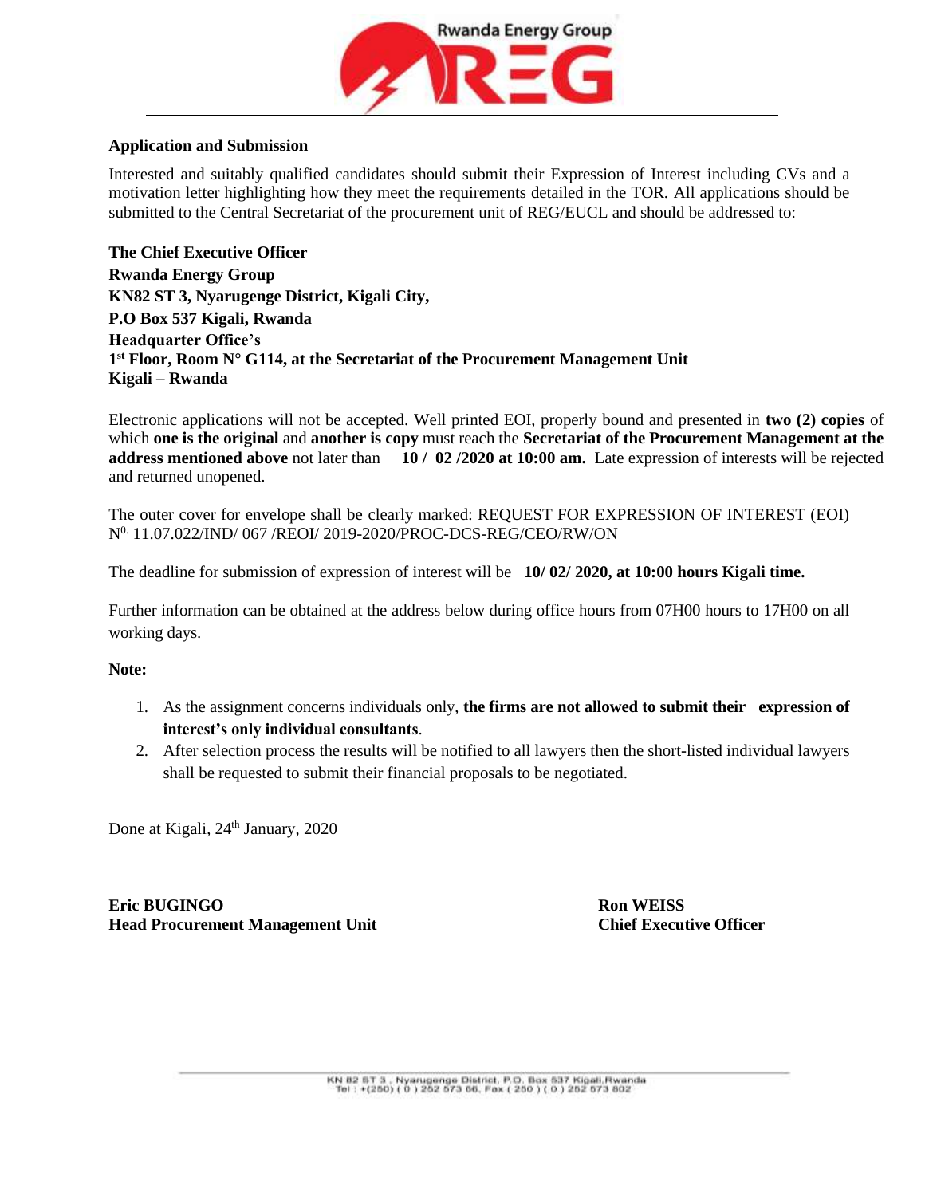**Application and Submission**

Interested and suitably qualified candidates should submit their Expression of Interest including CVs and a motivation letter highlighting how they meet the requirements detailed in the TOR. All applications should be submitted to the Central Secretariat of the procurement unit of REG/EUCL and should be addressed to:

**The Chief Executive Officer**
**Rwanda Energy Group**
**KN82 ST 3, Nyarugenge District, Kigali City,**
**P.O Box 537 Kigali, Rwanda**
**Headquarter Office's**
**1st Floor, Room N° G114, at the Secretariat of the Procurement Management Unit**
**Kigali – Rwanda**

Electronic applications will not be accepted. Well printed EOI, properly bound and presented in **two (2) copies** of which **one is the original** and **another is copy** must reach the **Secretariat of the Procurement Management at the address mentioned above** not later than **10 / 02 /2020 at 10:00 am.** Late expression of interests will be rejected and returned unopened.

The outer cover for envelope shall be clearly marked: REQUEST FOR EXPRESSION OF INTEREST (EOI) N0. 11.07.022/IND/ 067 /REOI/ 2019-2020/PROC-DCS-REG/CEO/RW/ON

The deadline for submission of expression of interest will be **10/ 02/ 2020, at 10:00 hours Kigali time.**

Further information can be obtained at the address below during office hours from 07H00 hours to 17H00 on all working days.

**Note:**

1. As the assignment concerns individuals only, **the firms are not allowed to submit their expression of interest's only individual consultants**.
2. After selection process the results will be notified to all lawyers then the short-listed individual lawyers shall be requested to submit their financial proposals to be negotiated.

Done at Kigali, 24th January, 2020

**Eric BUGINGO**
**Head Procurement Management Unit**

**Ron WEISS**
**Chief Executive Officer**